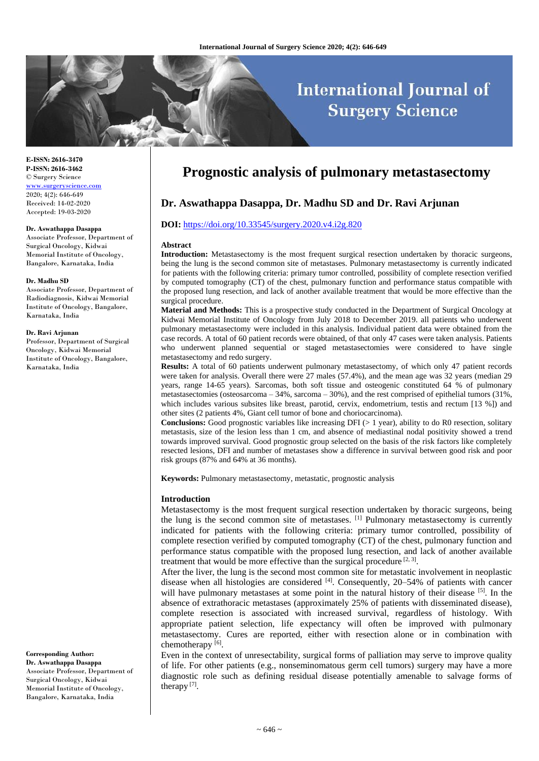E-ISSN: 2616-3470
P-ISSN: 2616-3462
© Surgery Science
www.surgeryscience.com
2020; 4(2): 646-649
Received: 14-02-2020
Accepted: 19-03-2020

**Dr. Aswathappa Dasappa**
Associate Professor, Department of Surgical Oncology, Kidwai Memorial Institute of Oncology, Bangalore, Karnataka, India

**Dr. Madhu SD**
Associate Professor, Department of Radiodiagnosis, Kidwai Memorial Institute of Oncology, Bangalore, Karnataka, India

**Dr. Ravi Arjunan**
Professor, Department of Surgical Oncology, Kidwai Memorial Institute of Oncology, Bangalore, Karnataka, India

**Corresponding Author:**
**Dr. Aswathappa Dasappa**
Associate Professor, Department of Surgical Oncology, Kidwai Memorial Institute of Oncology, Bangalore, Karnataka, India

# Prognostic analysis of pulmonary metastasectomy

## Dr. Aswathappa Dasappa, Dr. Madhu SD and Dr. Ravi Arjunan

**DOI:** https://doi.org/10.33545/surgery.2020.v4.i2g.820

### Abstract

**Introduction:** Metastasectomy is the most frequent surgical resection undertaken by thoracic surgeons, being the lung is the second common site of metastases. Pulmonary metastasectomy is currently indicated for patients with the following criteria: primary tumor controlled, possibility of complete resection verified by computed tomography (CT) of the chest, pulmonary function and performance status compatible with the proposed lung resection, and lack of another available treatment that would be more effective than the surgical procedure.

**Material and Methods:** This is a prospective study conducted in the Department of Surgical Oncology at Kidwai Memorial Institute of Oncology from July 2018 to December 2019. all patients who underwent pulmonary metastasectomy were included in this analysis. Individual patient data were obtained from the case records. A total of 60 patient records were obtained, of that only 47 cases were taken analysis. Patients who underwent planned sequential or staged metastasectomies were considered to have single metastasectomy and redo surgery.

**Results:** A total of 60 patients underwent pulmonary metastasectomy, of which only 47 patient records were taken for analysis. Overall there were 27 males (57.4%), and the mean age was 32 years (median 29 years, range 14-65 years). Sarcomas, both soft tissue and osteogenic constituted 64 % of pulmonary metastasectomies (osteosarcoma – 34%, sarcoma – 30%), and the rest comprised of epithelial tumors (31%, which includes various subsites like breast, parotid, cervix, endometrium, testis and rectum [13 %]) and other sites (2 patients 4%, Giant cell tumor of bone and choriocarcinoma).

**Conclusions:** Good prognostic variables like increasing DFI (> 1 year), ability to do R0 resection, solitary metastasis, size of the lesion less than 1 cm, and absence of mediastinal nodal positivity showed a trend towards improved survival. Good prognostic group selected on the basis of the risk factors like completely resected lesions, DFI and number of metastases show a difference in survival between good risk and poor risk groups (87% and 64% at 36 months).

**Keywords:** Pulmonary metastasectomy, metastatic, prognostic analysis

### Introduction

Metastasectomy is the most frequent surgical resection undertaken by thoracic surgeons, being the lung is the second common site of metastases. [1] Pulmonary metastasectomy is currently indicated for patients with the following criteria: primary tumor controlled, possibility of complete resection verified by computed tomography (CT) of the chest, pulmonary function and performance status compatible with the proposed lung resection, and lack of another available treatment that would be more effective than the surgical procedure [2, 3].

After the liver, the lung is the second most common site for metastatic involvement in neoplastic disease when all histologies are considered [4]. Consequently, 20–54% of patients with cancer will have pulmonary metastases at some point in the natural history of their disease [5]. In the absence of extrathoracic metastases (approximately 25% of patients with disseminated disease), complete resection is associated with increased survival, regardless of histology. With appropriate patient selection, life expectancy will often be improved with pulmonary metastasectomy. Cures are reported, either with resection alone or in combination with chemotherapy [6].

Even in the context of unresectability, surgical forms of palliation may serve to improve quality of life. For other patients (e.g., nonseminomatous germ cell tumors) surgery may have a more diagnostic role such as defining residual disease potentially amenable to salvage forms of therapy [7].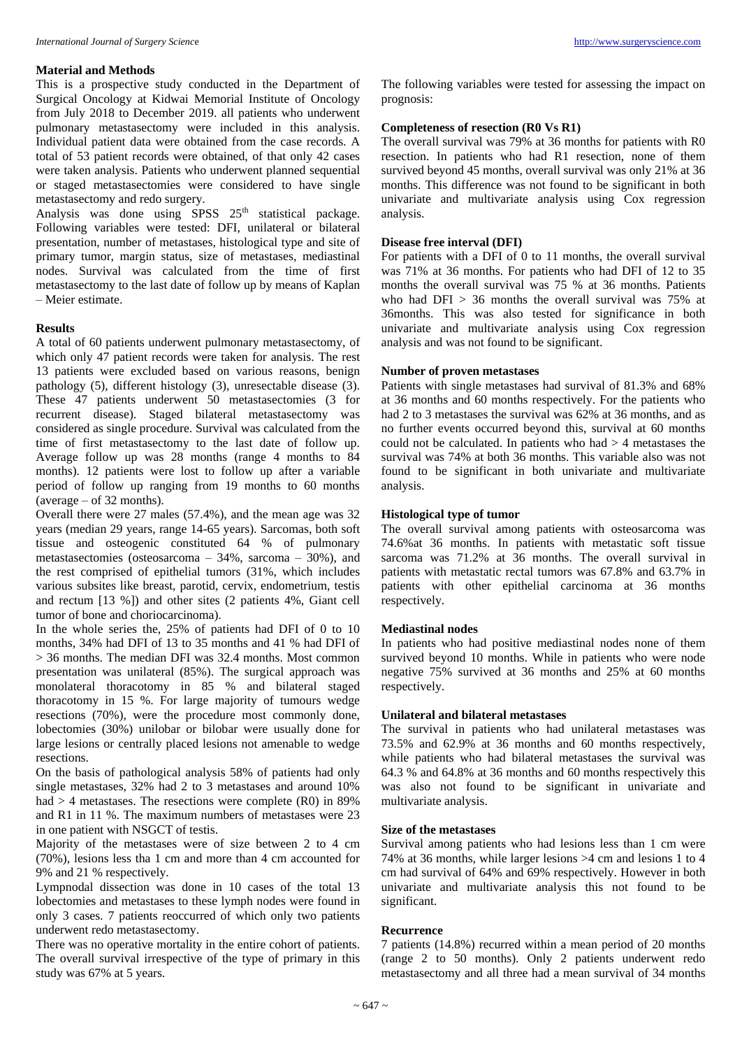## Material and Methods

This is a prospective study conducted in the Department of Surgical Oncology at Kidwai Memorial Institute of Oncology from July 2018 to December 2019. all patients who underwent pulmonary metastasectomy were included in this analysis. Individual patient data were obtained from the case records. A total of 53 patient records were obtained, of that only 42 cases were taken analysis. Patients who underwent planned sequential or staged metastasectomies were considered to have single metastasectomy and redo surgery.

Analysis was done using SPSS 25th statistical package. Following variables were tested: DFI, unilateral or bilateral presentation, number of metastases, histological type and site of primary tumor, margin status, size of metastases, mediastinal nodes. Survival was calculated from the time of first metastasectomy to the last date of follow up by means of Kaplan – Meier estimate.

## Results

A total of 60 patients underwent pulmonary metastasectomy, of which only 47 patient records were taken for analysis. The rest 13 patients were excluded based on various reasons, benign pathology (5), different histology (3), unresectable disease (3). These 47 patients underwent 50 metastasectomies (3 for recurrent disease). Staged bilateral metastasectomy was considered as single procedure. Survival was calculated from the time of first metastasectomy to the last date of follow up. Average follow up was 28 months (range 4 months to 84 months). 12 patients were lost to follow up after a variable period of follow up ranging from 19 months to 60 months (average – of 32 months).

Overall there were 27 males (57.4%), and the mean age was 32 years (median 29 years, range 14-65 years). Sarcomas, both soft tissue and osteogenic constituted 64 % of pulmonary metastasectomies (osteosarcoma – 34%, sarcoma – 30%), and the rest comprised of epithelial tumors (31%, which includes various subsites like breast, parotid, cervix, endometrium, testis and rectum [13 %]) and other sites (2 patients 4%, Giant cell tumor of bone and choriocarcinoma).

In the whole series the, 25% of patients had DFI of 0 to 10 months, 34% had DFI of 13 to 35 months and 41 % had DFI of > 36 months. The median DFI was 32.4 months. Most common presentation was unilateral (85%). The surgical approach was monolateral thoracotomy in 85 % and bilateral staged thoracotomy in 15 %. For large majority of tumours wedge resections (70%), were the procedure most commonly done, lobectomies (30%) unilobar or bilobar were usually done for large lesions or centrally placed lesions not amenable to wedge resections.

On the basis of pathological analysis 58% of patients had only single metastases, 32% had 2 to 3 metastases and around 10% had > 4 metastases. The resections were complete (R0) in 89% and R1 in 11 %. The maximum numbers of metastases were 23 in one patient with NSGCT of testis.

Majority of the metastases were of size between 2 to 4 cm (70%), lesions less tha 1 cm and more than 4 cm accounted for 9% and 21 % respectively.

Lympnodal dissection was done in 10 cases of the total 13 lobectomies and metastases to these lymph nodes were found in only 3 cases. 7 patients reoccurred of which only two patients underwent redo metastasectomy.

There was no operative mortality in the entire cohort of patients. The overall survival irrespective of the type of primary in this study was 67% at 5 years.

The following variables were tested for assessing the impact on prognosis:

### Completeness of resection (R0 Vs R1)

The overall survival was 79% at 36 months for patients with R0 resection. In patients who had R1 resection, none of them survived beyond 45 months, overall survival was only 21% at 36 months. This difference was not found to be significant in both univariate and multivariate analysis using Cox regression analysis.

### Disease free interval (DFI)

For patients with a DFI of 0 to 11 months, the overall survival was 71% at 36 months. For patients who had DFI of 12 to 35 months the overall survival was 75 % at 36 months. Patients who had DFI > 36 months the overall survival was 75% at 36months. This was also tested for significance in both univariate and multivariate analysis using Cox regression analysis and was not found to be significant.

### Number of proven metastases

Patients with single metastases had survival of 81.3% and 68% at 36 months and 60 months respectively. For the patients who had 2 to 3 metastases the survival was 62% at 36 months, and as no further events occurred beyond this, survival at 60 months could not be calculated. In patients who had > 4 metastases the survival was 74% at both 36 months. This variable also was not found to be significant in both univariate and multivariate analysis.

### Histological type of tumor

The overall survival among patients with osteosarcoma was 74.6%at 36 months. In patients with metastatic soft tissue sarcoma was 71.2% at 36 months. The overall survival in patients with metastatic rectal tumors was 67.8% and 63.7% in patients with other epithelial carcinoma at 36 months respectively.

### Mediastinal nodes

In patients who had positive mediastinal nodes none of them survived beyond 10 months. While in patients who were node negative 75% survived at 36 months and 25% at 60 months respectively.

### Unilateral and bilateral metastases

The survival in patients who had unilateral metastases was 73.5% and 62.9% at 36 months and 60 months respectively, while patients who had bilateral metastases the survival was 64.3 % and 64.8% at 36 months and 60 months respectively this was also not found to be significant in univariate and multivariate analysis.

### Size of the metastases

Survival among patients who had lesions less than 1 cm were 74% at 36 months, while larger lesions >4 cm and lesions 1 to 4 cm had survival of 64% and 69% respectively. However in both univariate and multivariate analysis this not found to be significant.

### Recurrence

7 patients (14.8%) recurred within a mean period of 20 months (range 2 to 50 months). Only 2 patients underwent redo metastasectomy and all three had a mean survival of 34 months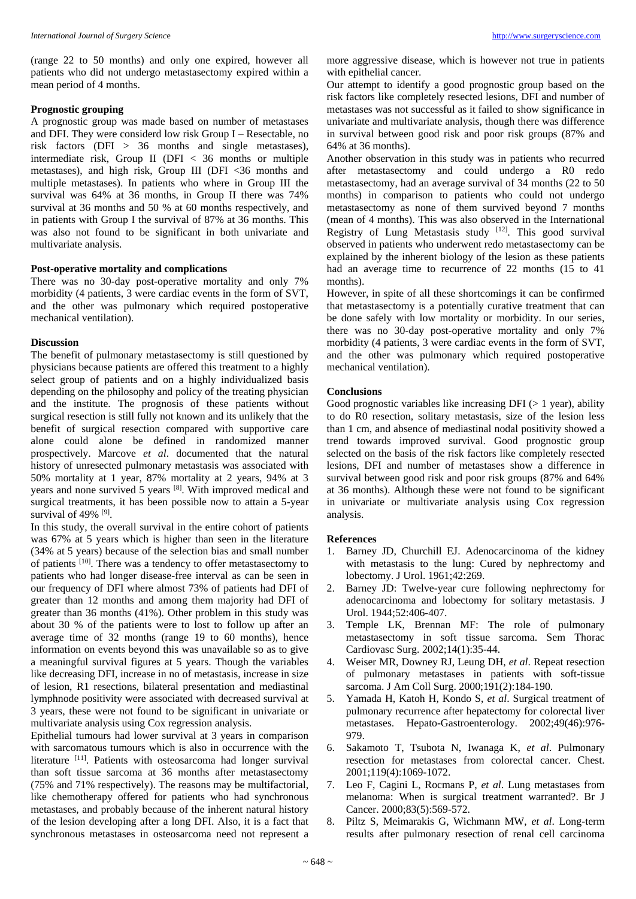(range 22 to 50 months) and only one expired, however all patients who did not undergo metastasectomy expired within a mean period of 4 months.

**Prognostic grouping**

A prognostic group was made based on number of metastases and DFI. They were considerd low risk Group I – Resectable, no risk factors (DFI > 36 months and single metastases), intermediate risk, Group II (DFI < 36 months or multiple metastases), and high risk, Group III (DFI <36 months and multiple metastases). In patients who where in Group III the survival was 64% at 36 months, in Group II there was 74% survival at 36 months and 50 % at 60 months respectively, and in patients with Group I the survival of 87% at 36 months. This was also not found to be significant in both univariate and multivariate analysis.

**Post-operative mortality and complications**

There was no 30-day post-operative mortality and only 7% morbidity (4 patients, 3 were cardiac events in the form of SVT, and the other was pulmonary which required postoperative mechanical ventilation).

**Discussion**

The benefit of pulmonary metastasectomy is still questioned by physicians because patients are offered this treatment to a highly select group of patients and on a highly individualized basis depending on the philosophy and policy of the treating physician and the institute. The prognosis of these patients without surgical resection is still fully not known and its unlikely that the benefit of surgical resection compared with supportive care alone could alone be defined in randomized manner prospectively. Marcove *et al*. documented that the natural history of unresected pulmonary metastasis was associated with 50% mortality at 1 year, 87% mortality at 2 years, 94% at 3 years and none survived 5 years [8]. With improved medical and surgical treatments, it has been possible now to attain a 5-year survival of 49% [9].

In this study, the overall survival in the entire cohort of patients was 67% at 5 years which is higher than seen in the literature (34% at 5 years) because of the selection bias and small number of patients [10]. There was a tendency to offer metastasectomy to patients who had longer disease-free interval as can be seen in our frequency of DFI where almost 73% of patients had DFI of greater than 12 months and among them majority had DFI of greater than 36 months (41%). Other problem in this study was about 30 % of the patients were to lost to follow up after an average time of 32 months (range 19 to 60 months), hence information on events beyond this was unavailable so as to give a meaningful survival figures at 5 years. Though the variables like decreasing DFI, increase in no of metastasis, increase in size of lesion, R1 resections, bilateral presentation and mediastinal lymphnode positivity were associated with decreased survival at 3 years, these were not found to be significant in univariate or multivariate analysis using Cox regression analysis.

Epithelial tumours had lower survival at 3 years in comparison with sarcomatous tumours which is also in occurrence with the literature [11]. Patients with osteosarcoma had longer survival than soft tissue sarcoma at 36 months after metastasectomy (75% and 71% respectively). The reasons may be multifactorial, like chemotherapy offered for patients who had synchronous metastases, and probably because of the inherent natural history of the lesion developing after a long DFI. Also, it is a fact that synchronous metastases in osteosarcoma need not represent a more aggressive disease, which is however not true in patients with epithelial cancer.

Our attempt to identify a good prognostic group based on the risk factors like completely resected lesions, DFI and number of metastases was not successful as it failed to show significance in univariate and multivariate analysis, though there was difference in survival between good risk and poor risk groups (87% and 64% at 36 months).

Another observation in this study was in patients who recurred after metastasectomy and could undergo a R0 redo metastasectomy, had an average survival of 34 months (22 to 50 months) in comparison to patients who could not undergo metastasectomy as none of them survived beyond 7 months (mean of 4 months). This was also observed in the International Registry of Lung Metastasis study [12]. This good survival observed in patients who underwent redo metastasectomy can be explained by the inherent biology of the lesion as these patients had an average time to recurrence of 22 months (15 to 41 months).

However, in spite of all these shortcomings it can be confirmed that metastasectomy is a potentially curative treatment that can be done safely with low mortality or morbidity. In our series, there was no 30-day post-operative mortality and only 7% morbidity (4 patients, 3 were cardiac events in the form of SVT, and the other was pulmonary which required postoperative mechanical ventilation).

**Conclusions**

Good prognostic variables like increasing DFI (> 1 year), ability to do R0 resection, solitary metastasis, size of the lesion less than 1 cm, and absence of mediastinal nodal positivity showed a trend towards improved survival. Good prognostic group selected on the basis of the risk factors like completely resected lesions, DFI and number of metastases show a difference in survival between good risk and poor risk groups (87% and 64% at 36 months). Although these were not found to be significant in univariate or multivariate analysis using Cox regression analysis.

**References**

1. Barney JD, Churchill EJ. Adenocarcinoma of the kidney with metastasis to the lung: Cured by nephrectomy and lobectomy. J Urol. 1961;42:269.
2. Barney JD: Twelve-year cure following nephrectomy for adenocarcinoma and lobectomy for solitary metastasis. J Urol. 1944;52:406-407.
3. Temple LK, Brennan MF: The role of pulmonary metastasectomy in soft tissue sarcoma. Sem Thorac Cardiovasc Surg. 2002;14(1):35-44.
4. Weiser MR, Downey RJ, Leung DH, *et al*. Repeat resection of pulmonary metastases in patients with soft-tissue sarcoma. J Am Coll Surg. 2000;191(2):184-190.
5. Yamada H, Katoh H, Kondo S, *et al*. Surgical treatment of pulmonary recurrence after hepatectomy for colorectal liver metastases. Hepato-Gastroenterology. 2002;49(46):976-979.
6. Sakamoto T, Tsubota N, Iwanaga K, *et al*. Pulmonary resection for metastases from colorectal cancer. Chest. 2001;119(4):1069-1072.
7. Leo F, Cagini L, Rocmans P, *et al*. Lung metastases from melanoma: When is surgical treatment warranted?. Br J Cancer. 2000;83(5):569-572.
8. Piltz S, Meimarakis G, Wichmann MW, *et al*. Long-term results after pulmonary resection of renal cell carcinoma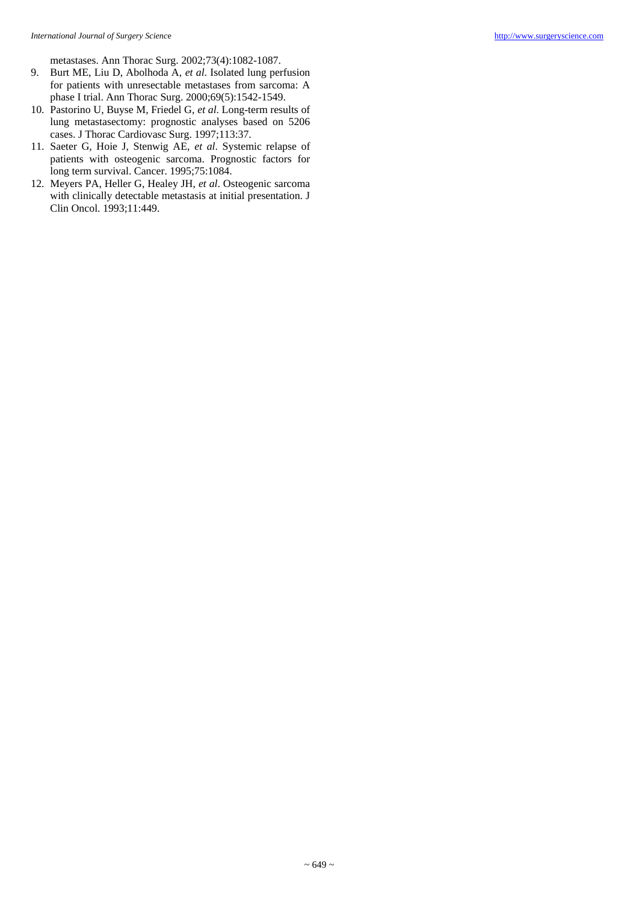metastases. Ann Thorac Surg. 2002;73(4):1082-1087.

9. Burt ME, Liu D, Abolhoda A, *et al.* Isolated lung perfusion for patients with unresectable metastases from sarcoma: A phase I trial. Ann Thorac Surg. 2000;69(5):1542-1549.
10. Pastorino U, Buyse M, Friedel G, *et al*. Long-term results of lung metastasectomy: prognostic analyses based on 5206 cases. J Thorac Cardiovasc Surg. 1997;113:37.
11. Saeter G, Hoie J, Stenwig AE, *et al*. Systemic relapse of patients with osteogenic sarcoma. Prognostic factors for long term survival. Cancer. 1995;75:1084.
12. Meyers PA, Heller G, Healey JH, *et al*. Osteogenic sarcoma with clinically detectable metastasis at initial presentation. J Clin Oncol. 1993;11:449.